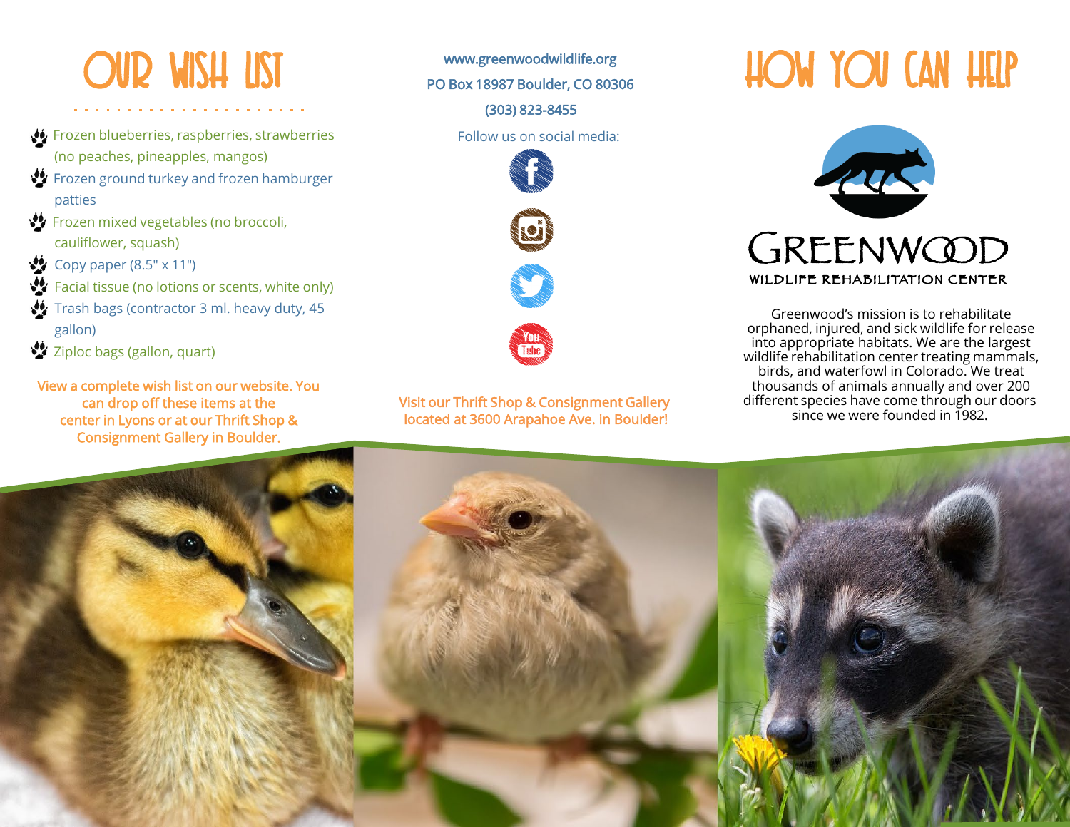# OUR WISH LIST

- Frozen blueberries, raspberries, strawberries (no peaches, pineapples, mangos)
- Frozen ground turkey and frozen hamburger patties
- Frozen mixed vegetables (no broccoli, cauliflower, squash)
- Copy paper (8.5" x 11")
- Facial tissue (no lotions or scents, white only)
- Trash bags (contractor 3 ml. heavy duty, 45 gallon)
- Ziploc bags (gallon, quart)

View a complete wish list on our website. You can drop off these items at the center in Lyons or at our Thrift Shop & Consignment Gallery in Boulder.

www.greenwoodwildlife.org

PO Box 18987 Boulder, CO 80306

(303) 823-8455

Follow us on social media:

Visit our Thrift Shop & Consignment Gallery located at 3600 Arapahoe Ave. in Boulder!

# HOW YOU CAN HELP

GREENWOOD

WILDLIFE REHABILITATION CENTER

Greenwood's mission is to rehabilitate orphaned, injured, and sick wildlife for release into appropriate habitats. We are the largest wildlife rehabilitation center treating mammals, birds, and waterfowl in Colorado. We treat thousands of animals annually and over 200 different species have come through our doors since we were founded in 1982.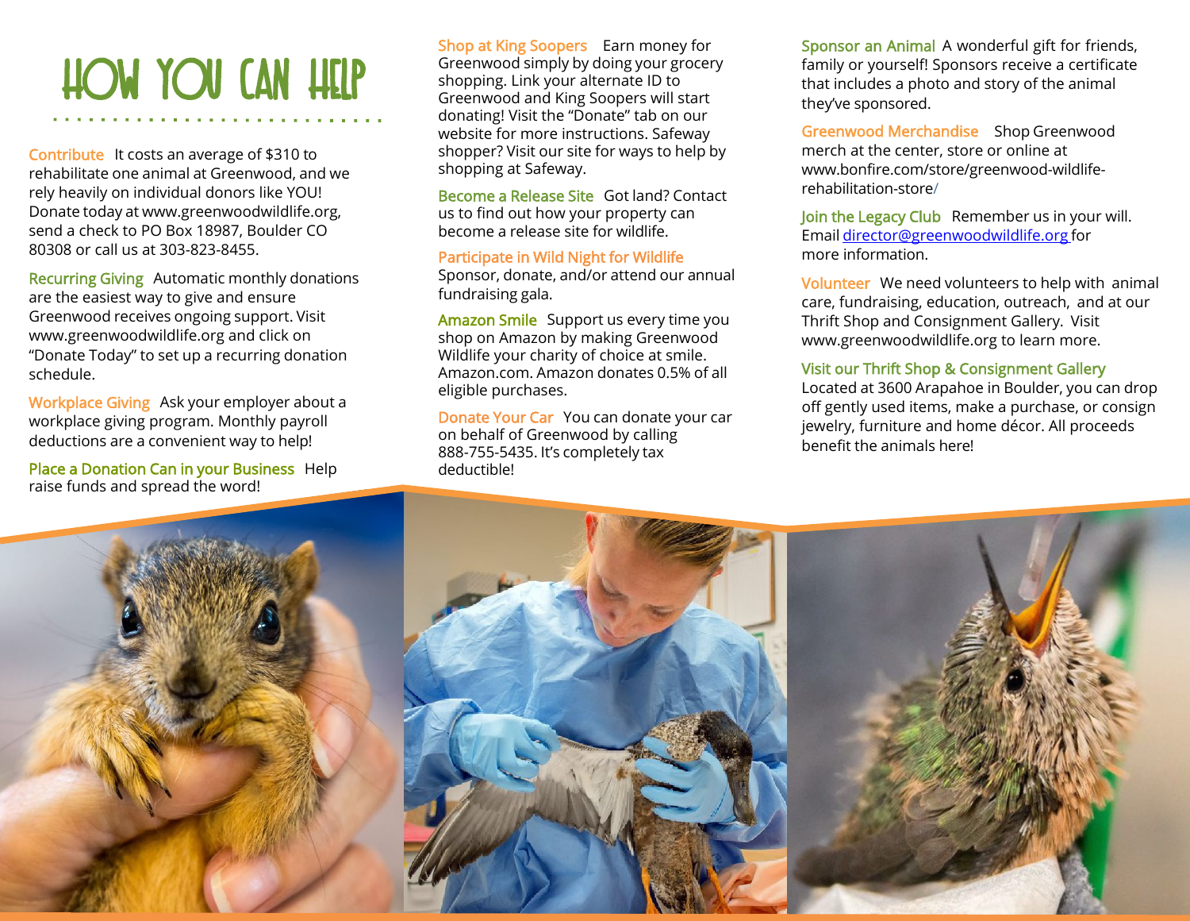# HOW YOU CAN HELP

**Contribute** It costs an average of $310 to rehabilitate one animal at Greenwood, and we rely heavily on individual donors like YOU! Donate today at www.greenwoodwildlife.org, send a check to PO Box 18987, Boulder CO 80308 or call us at 303-823-8455.

**Recurring Giving** Automatic monthly donations are the easiest way to give and ensure Greenwood receives ongoing support. Visit www.greenwoodwildlife.org and click on "Donate Today" to set up a recurring donation schedule.

**Workplace Giving** Ask your employer about a workplace giving program. Monthly payroll deductions are a convenient way to help!

**Place a Donation Can in your Business** Help raise funds and spread the word!

**Shop at King Soopers** Earn money for Greenwood simply by doing your grocery shopping. Link your alternate ID to Greenwood and King Soopers will start donating! Visit the "Donate" tab on our website for more instructions. Safeway shopper? Visit our site for ways to help by shopping at Safeway.

**Become a Release Site** Got land? Contact us to find out how your property can become a release site for wildlife.

**Participate in Wild Night for Wildlife** Sponsor, donate, and/or attend our annual fundraising gala.

**Amazon Smile** Support us every time you shop on Amazon by making Greenwood Wildlife your charity of choice at smile. Amazon.com. Amazon donates 0.5% of all eligible purchases.

**Donate Your Car** You can donate your car on behalf of Greenwood by calling 888-755-5435. It's completely tax deductible!

**Sponsor an Animal** A wonderful gift for friends, family or yourself! Sponsors receive a certificate that includes a photo and story of the animal they've sponsored.

**Greenwood Merchandise** Shop Greenwood merch at the center, store or online at www.bonfire.com/store/greenwood-wildlife-rehabilitation-store/

**Join the Legacy Club** Remember us in your will. Email director@greenwoodwildlife.org for more information.

**Volunteer** We need volunteers to help with animal care, fundraising, education, outreach, and at our Thrift Shop and Consignment Gallery. Visit www.greenwoodwildlife.org to learn more.

**Visit our Thrift Shop & Consignment Gallery** Located at 3600 Arapahoe in Boulder, you can drop off gently used items, make a purchase, or consign jewelry, furniture and home décor. All proceeds benefit the animals here!